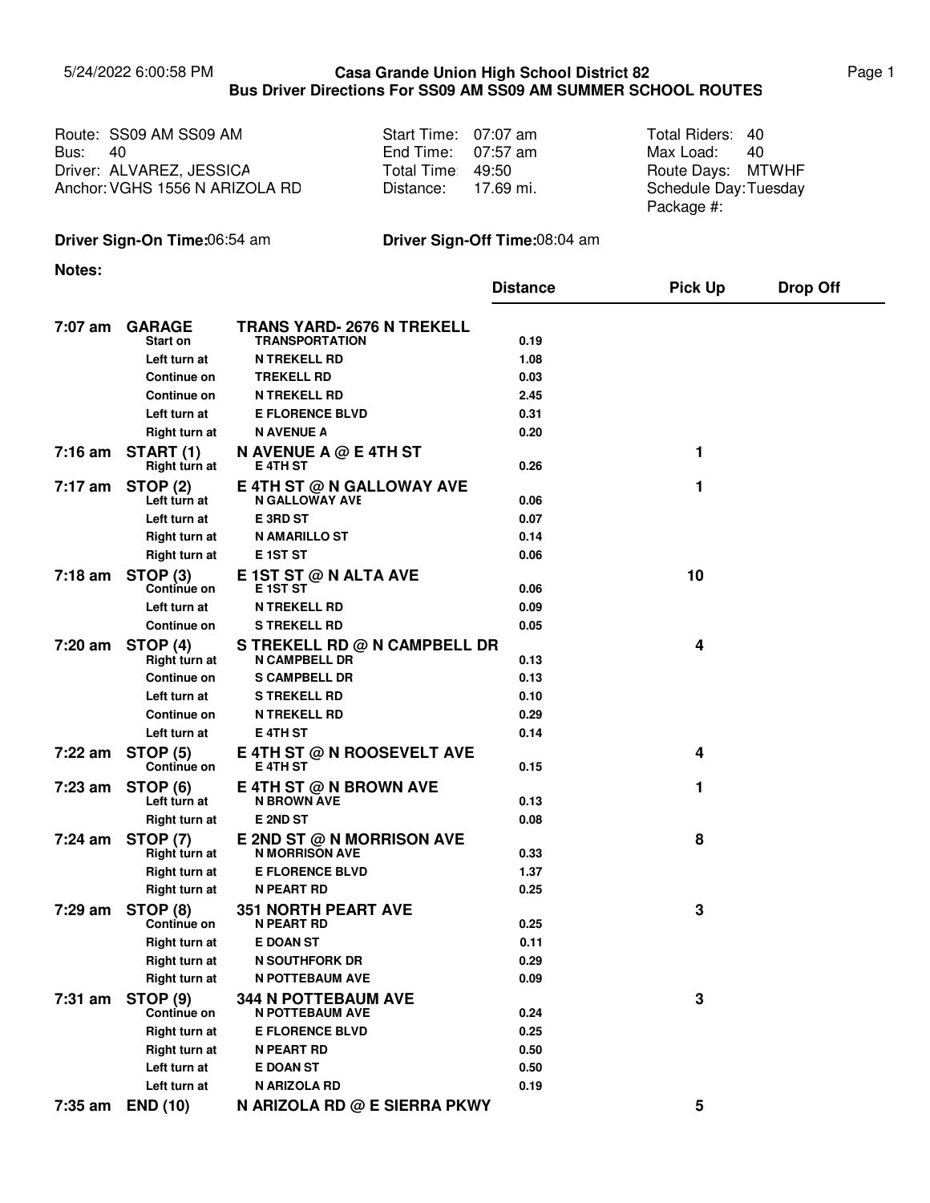5/24/2022 6:00:58 PM

**Casa Grande Union High School District 82**
**Bus Driver Directions For SS09 AM SS09 AM SUMMER SCHOOL ROUTES**

| | | |
|---|---|---|
| Route: SS09 AM SS09 AM | Start Time: 07:07 am | Total Riders: 40 |
| Bus: 40 | End Time: 07:57 am | Max Load: 40 |
| Driver: ALVAREZ, JESSICA | Total Time: 49:50 | Route Days: MTWHF |
| Anchor: VGHS 1556 N ARIZOLA RD | Distance: 17.69 mi. | Schedule Day: Tuesday |
| | | Package #: |

**Driver Sign-On Time:** 06:54 am **Driver Sign-Off Time:** 08:04 am

**Notes:**

| Time | Stop / Action | Location | Distance | Pick Up | Drop Off |
|---|---|---|---|---|---|
| **7:07 am** | **GARAGE** | **TRANS YARD- 2676 N TREKELL** | | | |
| | Start on | TRANSPORTATION | 0.19 | | |
| | Left turn at | N TREKELL RD | 1.08 | | |
| | Continue on | TREKELL RD | 0.03 | | |
| | Continue on | N TREKELL RD | 2.45 | | |
| | Left turn at | E FLORENCE BLVD | 0.31 | | |
| | Right turn at | N AVENUE A | 0.20 | | |
| **7:16 am** | **START (1)** | **N AVENUE A @ E 4TH ST** | | 1 | |
| | Right turn at | E 4TH ST | 0.26 | | |
| **7:17 am** | **STOP (2)** | **E 4TH ST @ N GALLOWAY AVE** | | 1 | |
| | Left turn at | N GALLOWAY AVE | 0.06 | | |
| | Left turn at | E 3RD ST | 0.07 | | |
| | Right turn at | N AMARILLO ST | 0.14 | | |
| | Right turn at | E 1ST ST | 0.06 | | |
| **7:18 am** | **STOP (3)** | **E 1ST ST @ N ALTA AVE** | | 10 | |
| | Continue on | E 1ST ST | 0.06 | | |
| | Left turn at | N TREKELL RD | 0.09 | | |
| | Continue on | S TREKELL RD | 0.05 | | |
| **7:20 am** | **STOP (4)** | **S TREKELL RD @ N CAMPBELL DR** | | 4 | |
| | Right turn at | N CAMPBELL DR | 0.13 | | |
| | Continue on | S CAMPBELL DR | 0.13 | | |
| | Left turn at | S TREKELL RD | 0.10 | | |
| | Continue on | N TREKELL RD | 0.29 | | |
| | Left turn at | E 4TH ST | 0.14 | | |
| **7:22 am** | **STOP (5)** | **E 4TH ST @ N ROOSEVELT AVE** | | 4 | |
| | Continue on | E 4TH ST | 0.15 | | |
| **7:23 am** | **STOP (6)** | **E 4TH ST @ N BROWN AVE** | | 1 | |
| | Left turn at | N BROWN AVE | 0.13 | | |
| | Right turn at | E 2ND ST | 0.08 | | |
| **7:24 am** | **STOP (7)** | **E 2ND ST @ N MORRISON AVE** | | 8 | |
| | Right turn at | N MORRISON AVE | 0.33 | | |
| | Right turn at | E FLORENCE BLVD | 1.37 | | |
| | Right turn at | N PEART RD | 0.25 | | |
| **7:29 am** | **STOP (8)** | **351 NORTH PEART AVE** | | 3 | |
| | Continue on | N PEART RD | 0.25 | | |
| | Right turn at | E DOAN ST | 0.11 | | |
| | Right turn at | N SOUTHFORK DR | 0.29 | | |
| | Right turn at | N POTTEBAUM AVE | 0.09 | | |
| **7:31 am** | **STOP (9)** | **344 N POTTEBAUM AVE** | | 3 | |
| | Continue on | N POTTEBAUM AVE | 0.24 | | |
| | Right turn at | E FLORENCE BLVD | 0.25 | | |
| | Right turn at | N PEART RD | 0.50 | | |
| | Left turn at | E DOAN ST | 0.50 | | |
| | Left turn at | N ARIZOLA RD | 0.19 | | |
| **7:35 am** | **END (10)** | **N ARIZOLA RD @ E SIERRA PKWY** | | 5 | |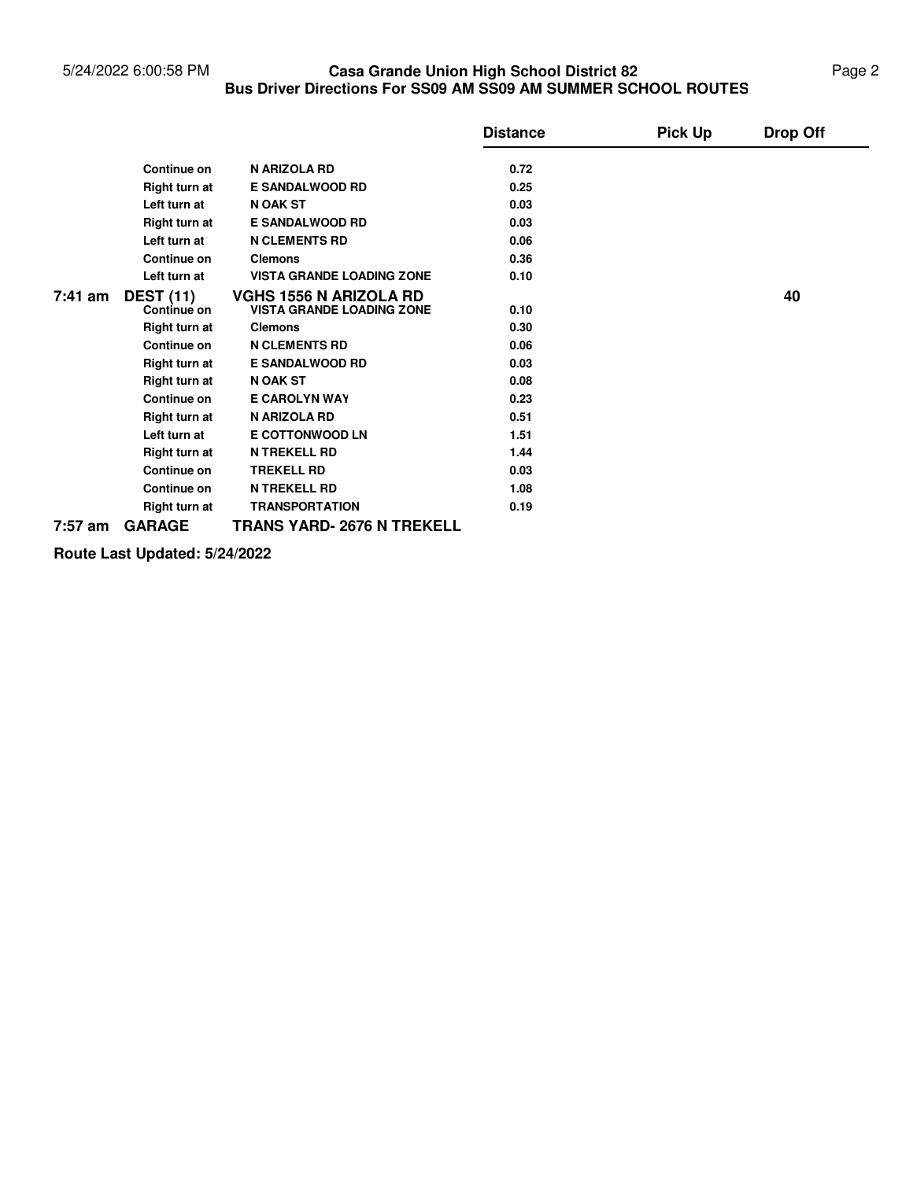| | | | Distance | Pick Up | Drop Off |
|---|---|---|---|---|---|
| | Continue on | N ARIZOLA RD | 0.72 | | |
| | Right turn at | E SANDALWOOD RD | 0.25 | | |
| | Left turn at | N OAK ST | 0.03 | | |
| | Right turn at | E SANDALWOOD RD | 0.03 | | |
| | Left turn at | N CLEMENTS RD | 0.06 | | |
| | Continue on | Clemons | 0.36 | | |
| | Left turn at | VISTA GRANDE LOADING ZONE | 0.10 | | |
| **7:41 am** | **DEST (11)** | **VGHS 1556 N ARIZOLA RD** | | | **40** |
| | Continue on | VISTA GRANDE LOADING ZONE | 0.10 | | |
| | Right turn at | Clemons | 0.30 | | |
| | Continue on | N CLEMENTS RD | 0.06 | | |
| | Right turn at | E SANDALWOOD RD | 0.03 | | |
| | Right turn at | N OAK ST | 0.08 | | |
| | Continue on | E CAROLYN WAY | 0.23 | | |
| | Right turn at | N ARIZOLA RD | 0.51 | | |
| | Left turn at | E COTTONWOOD LN | 1.51 | | |
| | Right turn at | N TREKELL RD | 1.44 | | |
| | Continue on | TREKELL RD | 0.03 | | |
| | Continue on | N TREKELL RD | 1.08 | | |
| | Right turn at | TRANSPORTATION | 0.19 | | |
| **7:57 am** | **GARAGE** | **TRANS YARD- 2676 N TREKELL** | | | |

**Route Last Updated: 5/24/2022**